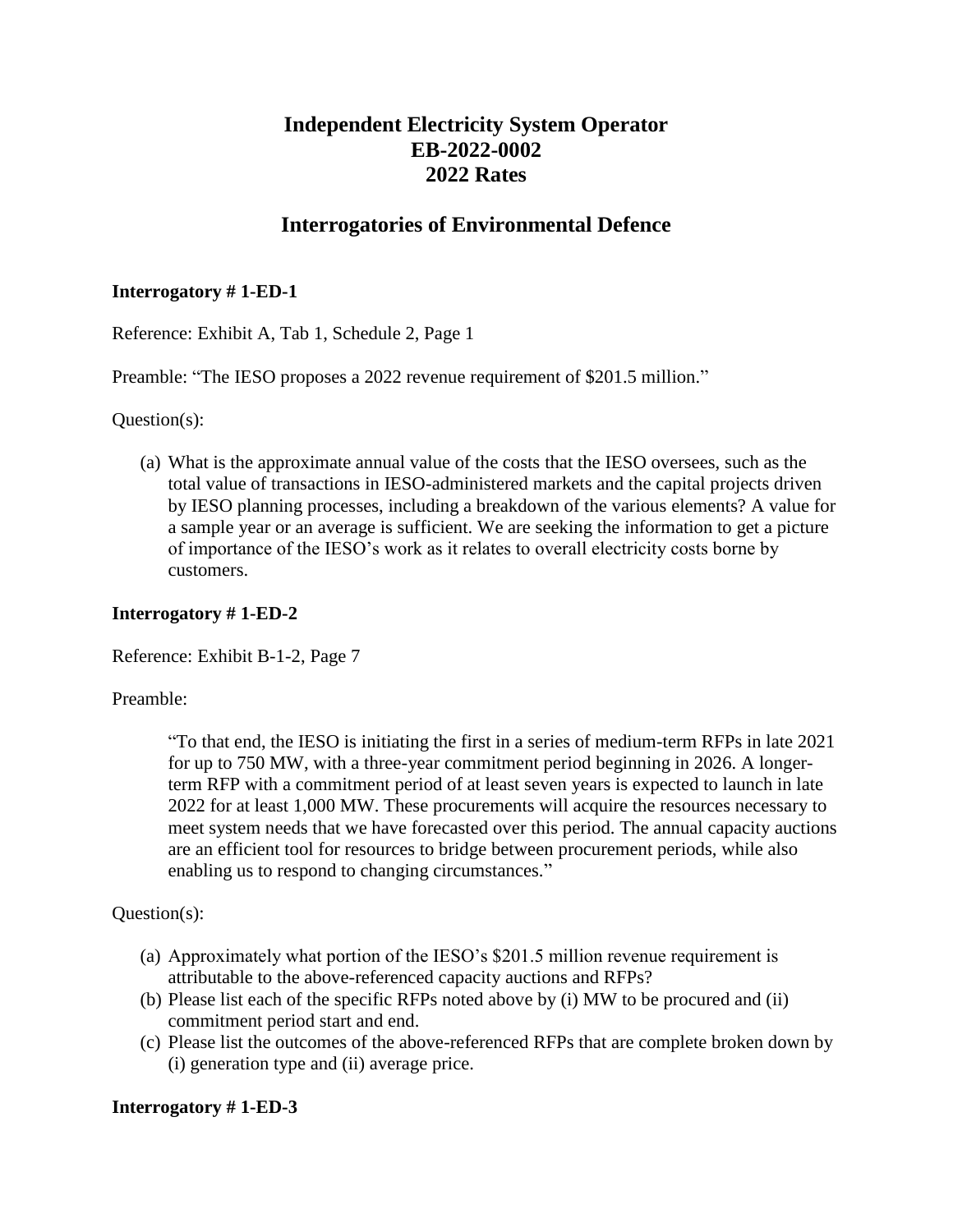# Independent Electricity System Operator
# EB-2022-0002
# 2022 Rates

## Interrogatories of Environmental Defence

### Interrogatory # 1-ED-1

Reference: Exhibit A, Tab 1, Schedule 2, Page 1

Preamble: "The IESO proposes a 2022 revenue requirement of $201.5 million."

Question(s):

(a) What is the approximate annual value of the costs that the IESO oversees, such as the total value of transactions in IESO-administered markets and the capital projects driven by IESO planning processes, including a breakdown of the various elements? A value for a sample year or an average is sufficient. We are seeking the information to get a picture of importance of the IESO's work as it relates to overall electricity costs borne by customers.

### Interrogatory # 1-ED-2

Reference: Exhibit B-1-2, Page 7

Preamble:

> "To that end, the IESO is initiating the first in a series of medium-term RFPs in late 2021 for up to 750 MW, with a three-year commitment period beginning in 2026. A longer-term RFP with a commitment period of at least seven years is expected to launch in late 2022 for at least 1,000 MW. These procurements will acquire the resources necessary to meet system needs that we have forecasted over this period. The annual capacity auctions are an efficient tool for resources to bridge between procurement periods, while also enabling us to respond to changing circumstances."

Question(s):

(a) Approximately what portion of the IESO's $201.5 million revenue requirement is attributable to the above-referenced capacity auctions and RFPs?
(b) Please list each of the specific RFPs noted above by (i) MW to be procured and (ii) commitment period start and end.
(c) Please list the outcomes of the above-referenced RFPs that are complete broken down by (i) generation type and (ii) average price.

### Interrogatory # 1-ED-3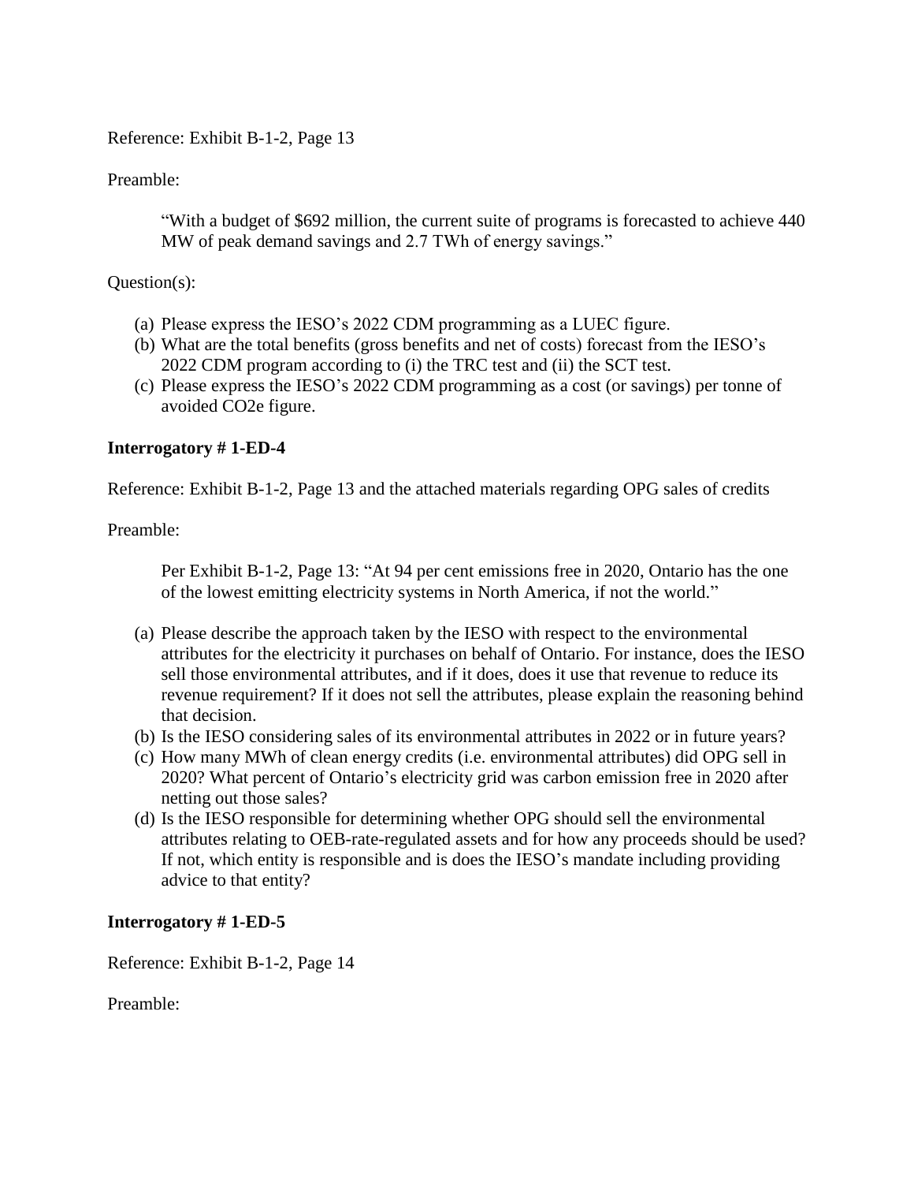Reference: Exhibit B-1-2, Page 13

Preamble:

> "With a budget of $692 million, the current suite of programs is forecasted to achieve 440 MW of peak demand savings and 2.7 TWh of energy savings."

Question(s):

(a) Please express the IESO's 2022 CDM programming as a LUEC figure.
(b) What are the total benefits (gross benefits and net of costs) forecast from the IESO's 2022 CDM program according to (i) the TRC test and (ii) the SCT test.
(c) Please express the IESO's 2022 CDM programming as a cost (or savings) per tonne of avoided CO2e figure.

**Interrogatory # 1-ED-4**

Reference: Exhibit B-1-2, Page 13 and the attached materials regarding OPG sales of credits

Preamble:

> Per Exhibit B-1-2, Page 13: "At 94 per cent emissions free in 2020, Ontario has the one of the lowest emitting electricity systems in North America, if not the world."

(a) Please describe the approach taken by the IESO with respect to the environmental attributes for the electricity it purchases on behalf of Ontario. For instance, does the IESO sell those environmental attributes, and if it does, does it use that revenue to reduce its revenue requirement? If it does not sell the attributes, please explain the reasoning behind that decision.
(b) Is the IESO considering sales of its environmental attributes in 2022 or in future years?
(c) How many MWh of clean energy credits (i.e. environmental attributes) did OPG sell in 2020? What percent of Ontario's electricity grid was carbon emission free in 2020 after netting out those sales?
(d) Is the IESO responsible for determining whether OPG should sell the environmental attributes relating to OEB-rate-regulated assets and for how any proceeds should be used? If not, which entity is responsible and is does the IESO's mandate including providing advice to that entity?

**Interrogatory # 1-ED-5**

Reference: Exhibit B-1-2, Page 14

Preamble: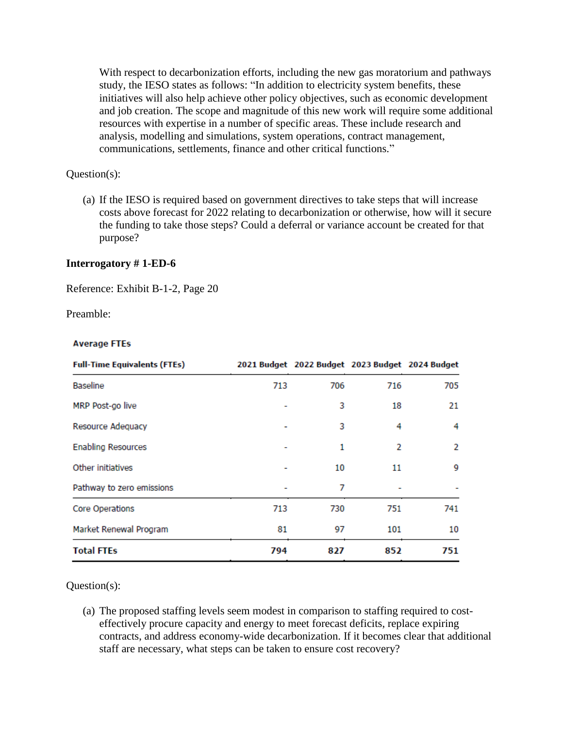With respect to decarbonization efforts, including the new gas moratorium and pathways study, the IESO states as follows: "In addition to electricity system benefits, these initiatives will also help achieve other policy objectives, such as economic development and job creation. The scope and magnitude of this new work will require some additional resources with expertise in a number of specific areas. These include research and analysis, modelling and simulations, system operations, contract management, communications, settlements, finance and other critical functions."

Question(s):

(a) If the IESO is required based on government directives to take steps that will increase costs above forecast for 2022 relating to decarbonization or otherwise, how will it secure the funding to take those steps? Could a deferral or variance account be created for that purpose?

**Interrogatory # 1-ED-6**

Reference: Exhibit B-1-2, Page 20

Preamble:

**Average FTEs**

| Full-Time Equivalents (FTEs) | 2021 Budget | 2022 Budget | 2023 Budget | 2024 Budget |
|---|---|---|---|---|
| Baseline | 713 | 706 | 716 | 705 |
| MRP Post-go live | - | 3 | 18 | 21 |
| Resource Adequacy | - | 3 | 4 | 4 |
| Enabling Resources | - | 1 | 2 | 2 |
| Other initiatives | - | 10 | 11 | 9 |
| Pathway to zero emissions | - | 7 | - | - |
| Core Operations | 713 | 730 | 751 | 741 |
| Market Renewal Program | 81 | 97 | 101 | 10 |
| **Total FTEs** | **794** | **827** | **852** | **751** |

Question(s):

(a) The proposed staffing levels seem modest in comparison to staffing required to cost-effectively procure capacity and energy to meet forecast deficits, replace expiring contracts, and address economy-wide decarbonization. If it becomes clear that additional staff are necessary, what steps can be taken to ensure cost recovery?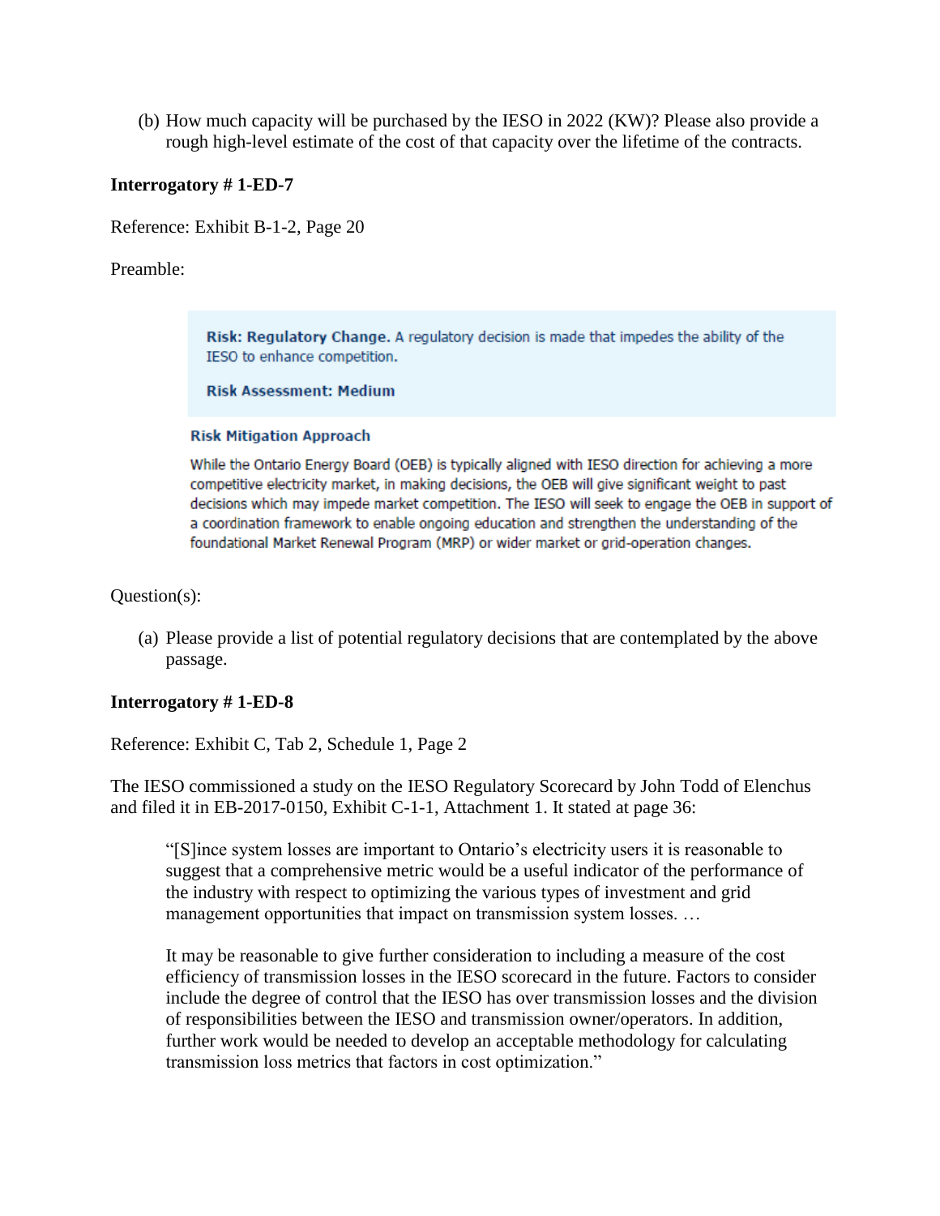(b) How much capacity will be purchased by the IESO in 2022 (KW)? Please also provide a rough high-level estimate of the cost of that capacity over the lifetime of the contracts.

**Interrogatory # 1-ED-7**

Reference: Exhibit B-1-2, Page 20

Preamble:

> **Risk: Regulatory Change.** A regulatory decision is made that impedes the ability of the IESO to enhance competition.
>
> **Risk Assessment: Medium**
>
> **Risk Mitigation Approach**
>
> While the Ontario Energy Board (OEB) is typically aligned with IESO direction for achieving a more competitive electricity market, in making decisions, the OEB will give significant weight to past decisions which may impede market competition. The IESO will seek to engage the OEB in support of a coordination framework to enable ongoing education and strengthen the understanding of the foundational Market Renewal Program (MRP) or wider market or grid-operation changes.

Question(s):

(a) Please provide a list of potential regulatory decisions that are contemplated by the above passage.

**Interrogatory # 1-ED-8**

Reference: Exhibit C, Tab 2, Schedule 1, Page 2

The IESO commissioned a study on the IESO Regulatory Scorecard by John Todd of Elenchus and filed it in EB-2017-0150, Exhibit C-1-1, Attachment 1. It stated at page 36:

> "[S]ince system losses are important to Ontario's electricity users it is reasonable to suggest that a comprehensive metric would be a useful indicator of the performance of the industry with respect to optimizing the various types of investment and grid management opportunities that impact on transmission system losses. …
>
> It may be reasonable to give further consideration to including a measure of the cost efficiency of transmission losses in the IESO scorecard in the future. Factors to consider include the degree of control that the IESO has over transmission losses and the division of responsibilities between the IESO and transmission owner/operators. In addition, further work would be needed to develop an acceptable methodology for calculating transmission loss metrics that factors in cost optimization."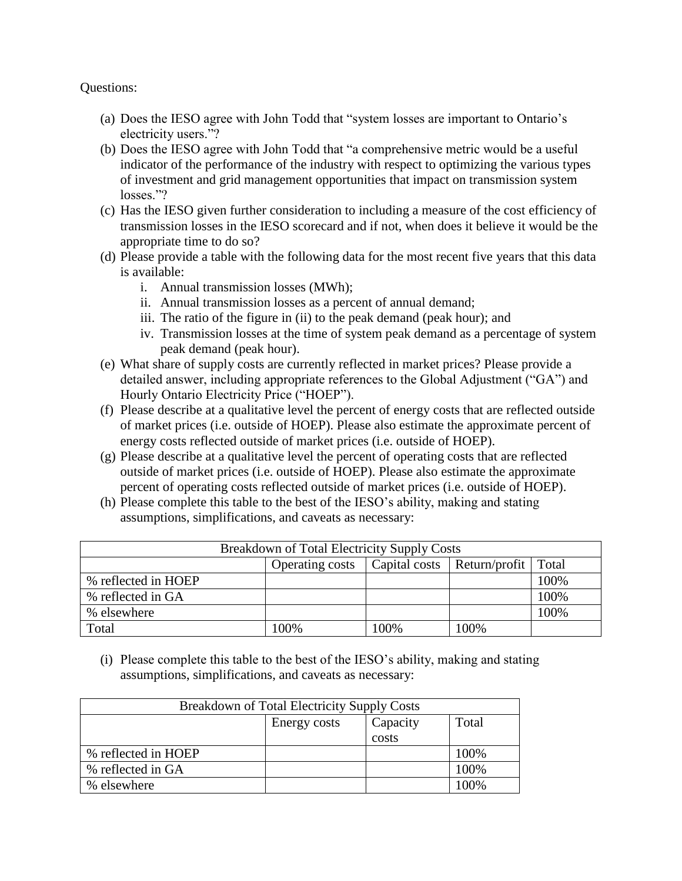Questions:

(a) Does the IESO agree with John Todd that "system losses are important to Ontario's electricity users."?

(b) Does the IESO agree with John Todd that "a comprehensive metric would be a useful indicator of the performance of the industry with respect to optimizing the various types of investment and grid management opportunities that impact on transmission system losses."?

(c) Has the IESO given further consideration to including a measure of the cost efficiency of transmission losses in the IESO scorecard and if not, when does it believe it would be the appropriate time to do so?

(d) Please provide a table with the following data for the most recent five years that this data is available:

   i. Annual transmission losses (MWh);
   ii. Annual transmission losses as a percent of annual demand;
   iii. The ratio of the figure in (ii) to the peak demand (peak hour); and
   iv. Transmission losses at the time of system peak demand as a percentage of system peak demand (peak hour).

(e) What share of supply costs are currently reflected in market prices? Please provide a detailed answer, including appropriate references to the Global Adjustment ("GA") and Hourly Ontario Electricity Price ("HOEP").

(f) Please describe at a qualitative level the percent of energy costs that are reflected outside of market prices (i.e. outside of HOEP). Please also estimate the approximate percent of energy costs reflected outside of market prices (i.e. outside of HOEP).

(g) Please describe at a qualitative level the percent of operating costs that are reflected outside of market prices (i.e. outside of HOEP). Please also estimate the approximate percent of operating costs reflected outside of market prices (i.e. outside of HOEP).

(h) Please complete this table to the best of the IESO's ability, making and stating assumptions, simplifications, and caveats as necessary:

| Breakdown of Total Electricity Supply Costs | | | | |
|---|---|---|---|---|
| | Operating costs | Capital costs | Return/profit | Total |
| % reflected in HOEP | | | | 100% |
| % reflected in GA | | | | 100% |
| % elsewhere | | | | 100% |
| Total | 100% | 100% | 100% | |

(i) Please complete this table to the best of the IESO's ability, making and stating assumptions, simplifications, and caveats as necessary:

| Breakdown of Total Electricity Supply Costs | | | |
|---|---|---|---|
| | Energy costs | Capacity costs | Total |
| % reflected in HOEP | | | 100% |
| % reflected in GA | | | 100% |
| % elsewhere | | | 100% |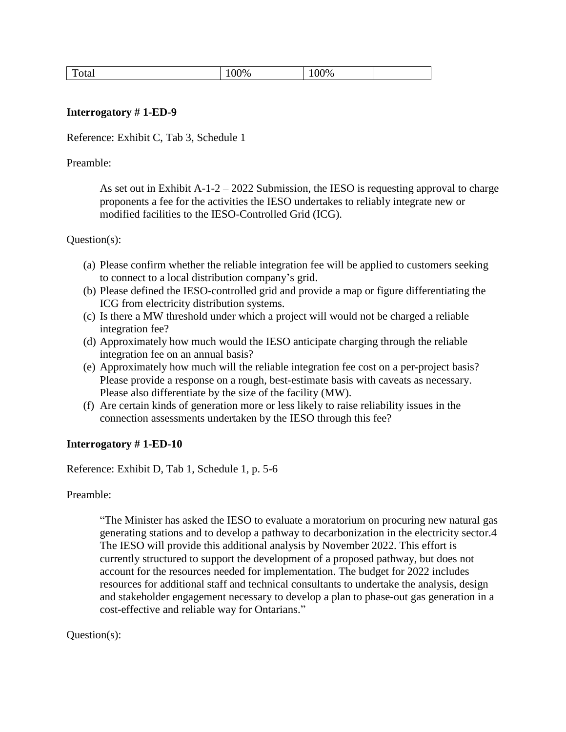| Total | 100% | 100% | |
|---|---|---|---|

**Interrogatory # 1-ED-9**

Reference: Exhibit C, Tab 3, Schedule 1

Preamble:

> As set out in Exhibit A-1-2 – 2022 Submission, the IESO is requesting approval to charge proponents a fee for the activities the IESO undertakes to reliably integrate new or modified facilities to the IESO-Controlled Grid (ICG).

Question(s):

(a) Please confirm whether the reliable integration fee will be applied to customers seeking to connect to a local distribution company's grid.
(b) Please defined the IESO-controlled grid and provide a map or figure differentiating the ICG from electricity distribution systems.
(c) Is there a MW threshold under which a project will would not be charged a reliable integration fee?
(d) Approximately how much would the IESO anticipate charging through the reliable integration fee on an annual basis?
(e) Approximately how much will the reliable integration fee cost on a per-project basis? Please provide a response on a rough, best-estimate basis with caveats as necessary. Please also differentiate by the size of the facility (MW).
(f) Are certain kinds of generation more or less likely to raise reliability issues in the connection assessments undertaken by the IESO through this fee?

**Interrogatory # 1-ED-10**

Reference: Exhibit D, Tab 1, Schedule 1, p. 5-6

Preamble:

> "The Minister has asked the IESO to evaluate a moratorium on procuring new natural gas generating stations and to develop a pathway to decarbonization in the electricity sector.4 The IESO will provide this additional analysis by November 2022. This effort is currently structured to support the development of a proposed pathway, but does not account for the resources needed for implementation. The budget for 2022 includes resources for additional staff and technical consultants to undertake the analysis, design and stakeholder engagement necessary to develop a plan to phase-out gas generation in a cost-effective and reliable way for Ontarians."

Question(s):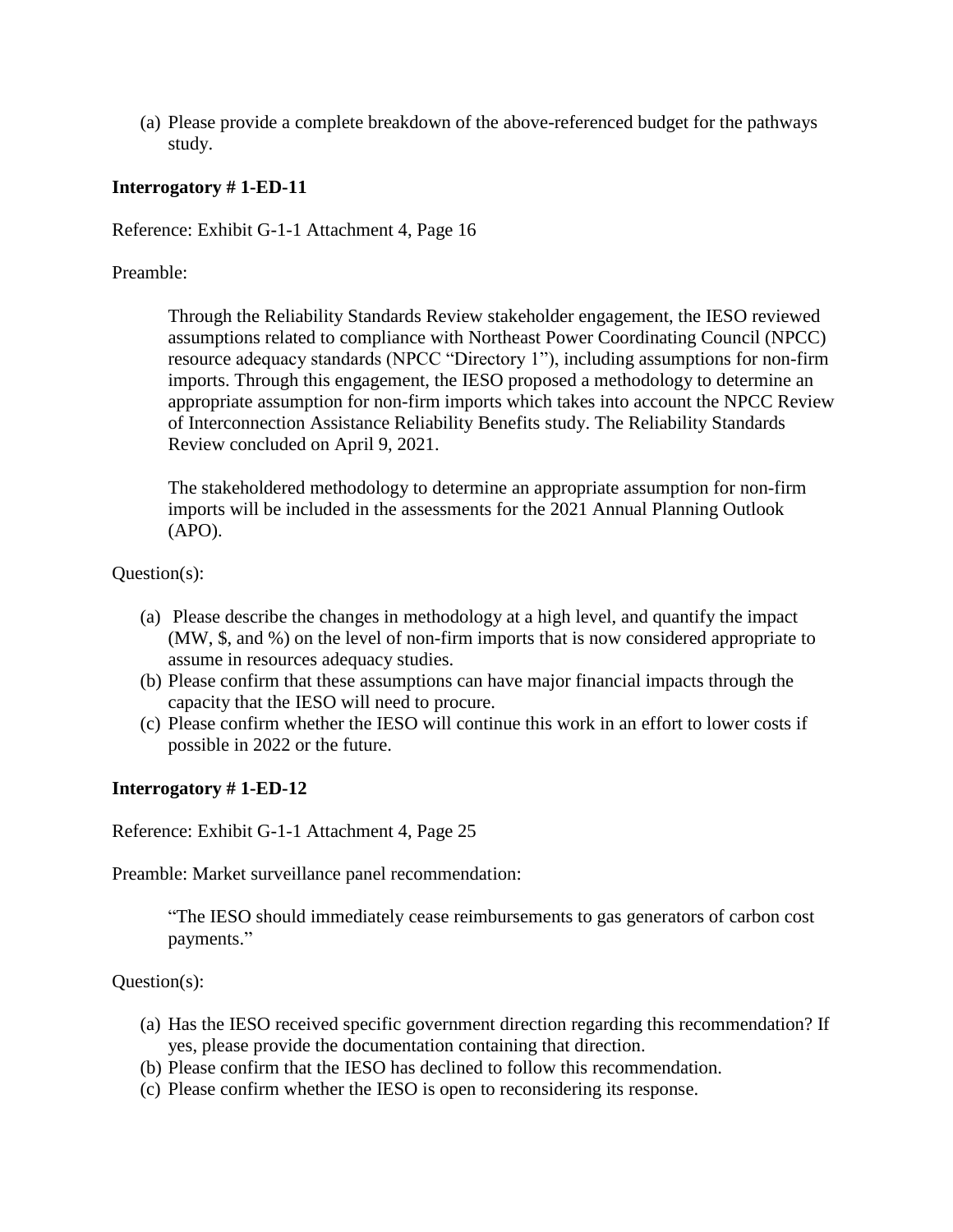(a) Please provide a complete breakdown of the above-referenced budget for the pathways study.

**Interrogatory # 1-ED-11**

Reference: Exhibit G-1-1 Attachment 4, Page 16

Preamble:

> Through the Reliability Standards Review stakeholder engagement, the IESO reviewed assumptions related to compliance with Northeast Power Coordinating Council (NPCC) resource adequacy standards (NPCC "Directory 1"), including assumptions for non-firm imports. Through this engagement, the IESO proposed a methodology to determine an appropriate assumption for non-firm imports which takes into account the NPCC Review of Interconnection Assistance Reliability Benefits study. The Reliability Standards Review concluded on April 9, 2021.
>
> The stakeholdered methodology to determine an appropriate assumption for non-firm imports will be included in the assessments for the 2021 Annual Planning Outlook (APO).

Question(s):

(a) Please describe the changes in methodology at a high level, and quantify the impact (MW, $, and %) on the level of non-firm imports that is now considered appropriate to assume in resources adequacy studies.
(b) Please confirm that these assumptions can have major financial impacts through the capacity that the IESO will need to procure.
(c) Please confirm whether the IESO will continue this work in an effort to lower costs if possible in 2022 or the future.

**Interrogatory # 1-ED-12**

Reference: Exhibit G-1-1 Attachment 4, Page 25

Preamble: Market surveillance panel recommendation:

> "The IESO should immediately cease reimbursements to gas generators of carbon cost payments."

Question(s):

(a) Has the IESO received specific government direction regarding this recommendation? If yes, please provide the documentation containing that direction.
(b) Please confirm that the IESO has declined to follow this recommendation.
(c) Please confirm whether the IESO is open to reconsidering its response.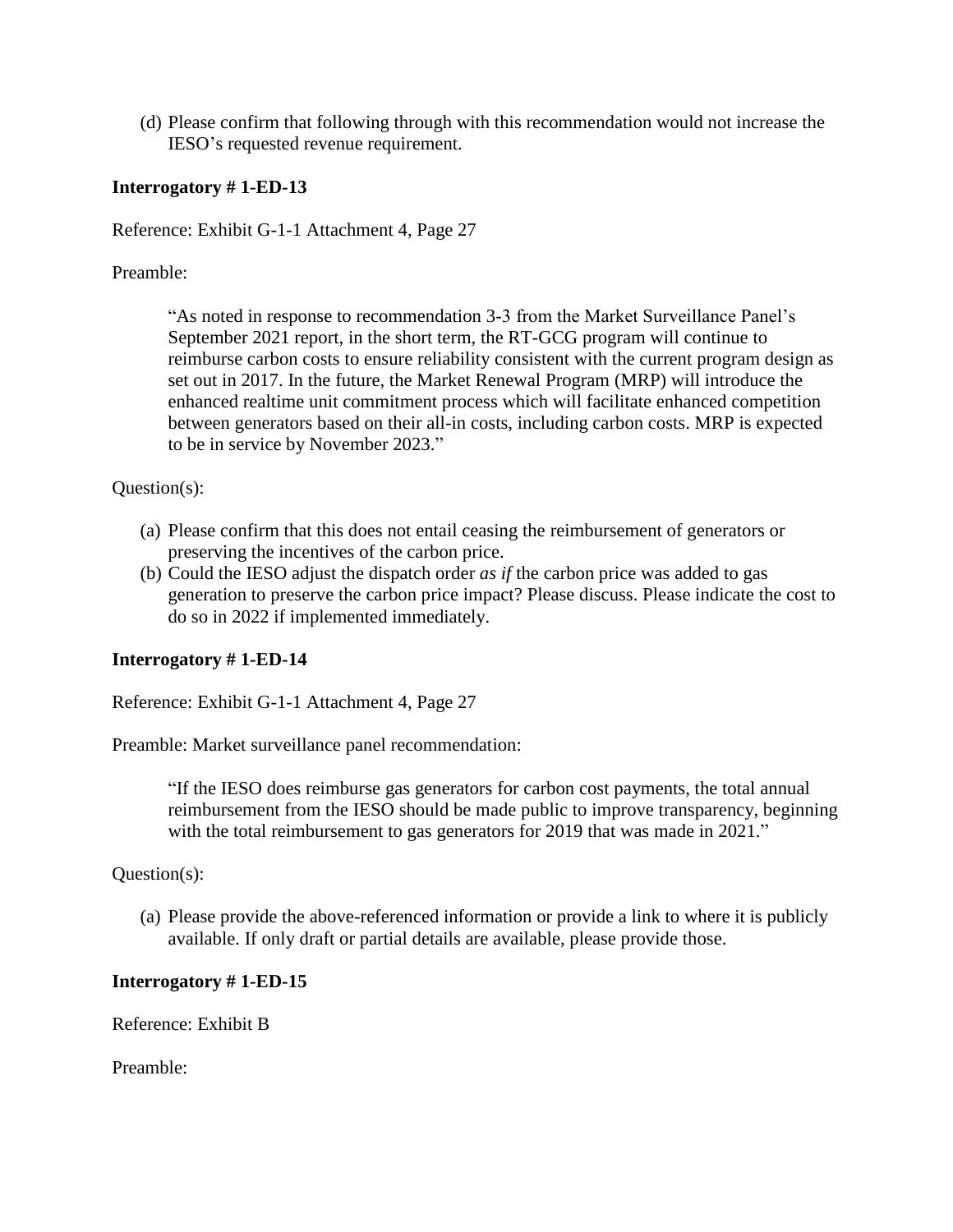(d) Please confirm that following through with this recommendation would not increase the IESO's requested revenue requirement.

**Interrogatory # 1-ED-13**

Reference: Exhibit G-1-1 Attachment 4, Page 27

Preamble:

> "As noted in response to recommendation 3-3 from the Market Surveillance Panel's September 2021 report, in the short term, the RT-GCG program will continue to reimburse carbon costs to ensure reliability consistent with the current program design as set out in 2017. In the future, the Market Renewal Program (MRP) will introduce the enhanced realtime unit commitment process which will facilitate enhanced competition between generators based on their all-in costs, including carbon costs. MRP is expected to be in service by November 2023."

Question(s):

(a) Please confirm that this does not entail ceasing the reimbursement of generators or preserving the incentives of the carbon price.

(b) Could the IESO adjust the dispatch order *as if* the carbon price was added to gas generation to preserve the carbon price impact? Please discuss. Please indicate the cost to do so in 2022 if implemented immediately.

**Interrogatory # 1-ED-14**

Reference: Exhibit G-1-1 Attachment 4, Page 27

Preamble: Market surveillance panel recommendation:

> "If the IESO does reimburse gas generators for carbon cost payments, the total annual reimbursement from the IESO should be made public to improve transparency, beginning with the total reimbursement to gas generators for 2019 that was made in 2021."

Question(s):

(a) Please provide the above-referenced information or provide a link to where it is publicly available. If only draft or partial details are available, please provide those.

**Interrogatory # 1-ED-15**

Reference: Exhibit B

Preamble: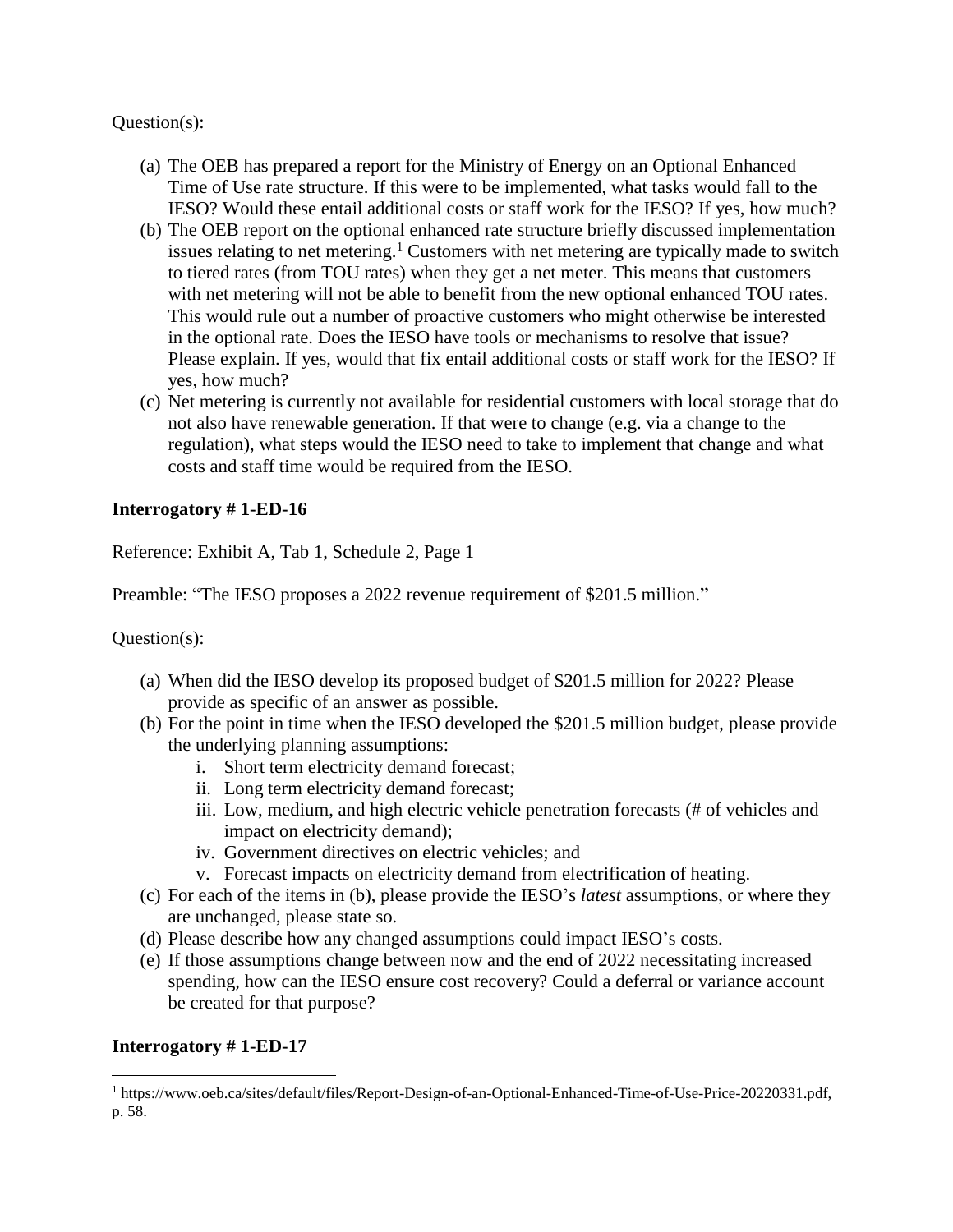Question(s):

(a) The OEB has prepared a report for the Ministry of Energy on an Optional Enhanced Time of Use rate structure. If this were to be implemented, what tasks would fall to the IESO? Would these entail additional costs or staff work for the IESO? If yes, how much?

(b) The OEB report on the optional enhanced rate structure briefly discussed implementation issues relating to net metering.[1] Customers with net metering are typically made to switch to tiered rates (from TOU rates) when they get a net meter. This means that customers with net metering will not be able to benefit from the new optional enhanced TOU rates. This would rule out a number of proactive customers who might otherwise be interested in the optional rate. Does the IESO have tools or mechanisms to resolve that issue? Please explain. If yes, would that fix entail additional costs or staff work for the IESO? If yes, how much?

(c) Net metering is currently not available for residential customers with local storage that do not also have renewable generation. If that were to change (e.g. via a change to the regulation), what steps would the IESO need to take to implement that change and what costs and staff time would be required from the IESO.

**Interrogatory # 1-ED-16**

Reference: Exhibit A, Tab 1, Schedule 2, Page 1

Preamble: "The IESO proposes a 2022 revenue requirement of $201.5 million."

Question(s):

(a) When did the IESO develop its proposed budget of $201.5 million for 2022? Please provide as specific of an answer as possible.

(b) For the point in time when the IESO developed the $201.5 million budget, please provide the underlying planning assumptions:
   i. Short term electricity demand forecast;
   ii. Long term electricity demand forecast;
   iii. Low, medium, and high electric vehicle penetration forecasts (# of vehicles and impact on electricity demand);
   iv. Government directives on electric vehicles; and
   v. Forecast impacts on electricity demand from electrification of heating.

(c) For each of the items in (b), please provide the IESO's *latest* assumptions, or where they are unchanged, please state so.

(d) Please describe how any changed assumptions could impact IESO's costs.

(e) If those assumptions change between now and the end of 2022 necessitating increased spending, how can the IESO ensure cost recovery? Could a deferral or variance account be created for that purpose?

**Interrogatory # 1-ED-17**

[1] https://www.oeb.ca/sites/default/files/Report-Design-of-an-Optional-Enhanced-Time-of-Use-Price-20220331.pdf, p. 58.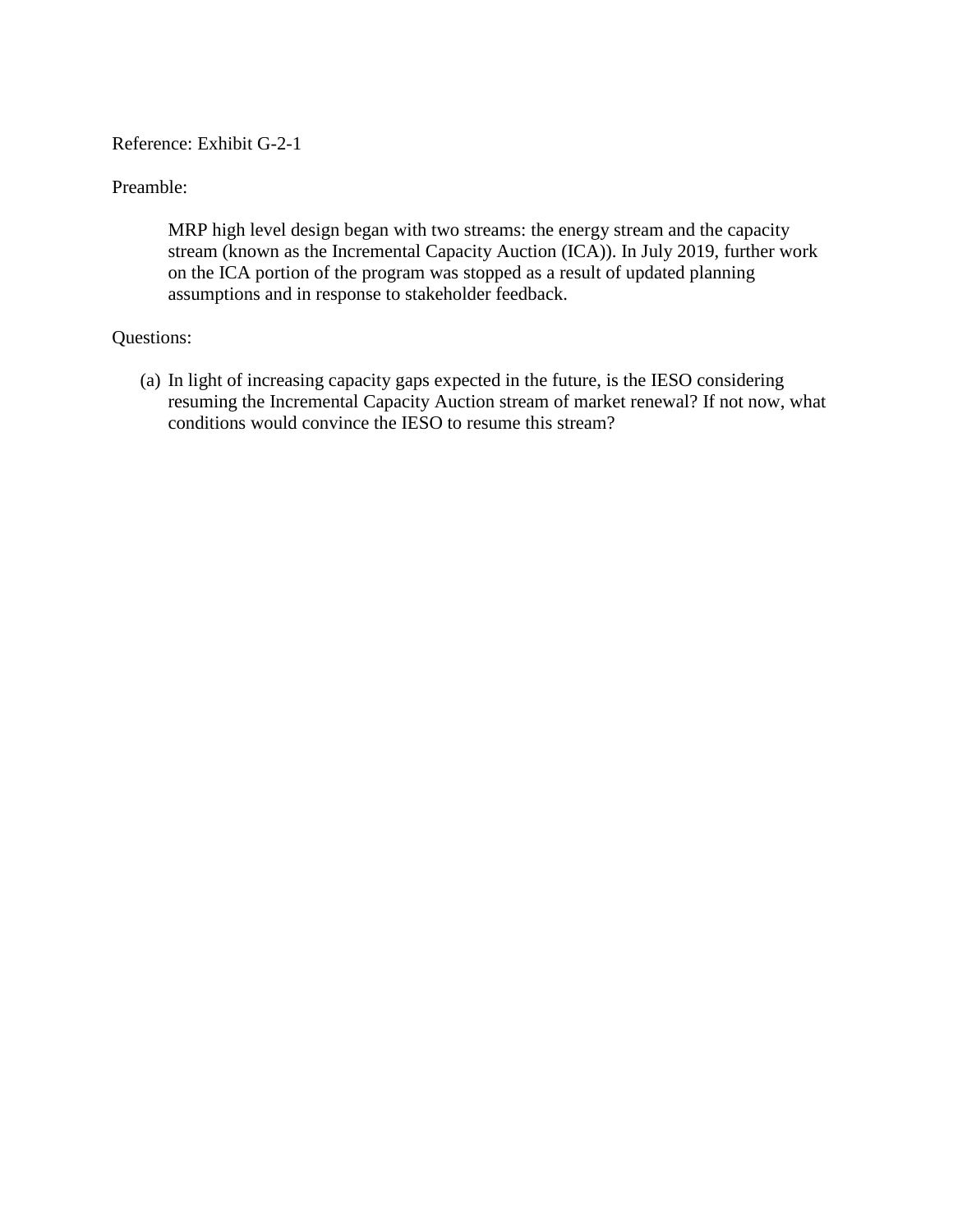Reference: Exhibit G-2-1

Preamble:

> MRP high level design began with two streams: the energy stream and the capacity stream (known as the Incremental Capacity Auction (ICA)). In July 2019, further work on the ICA portion of the program was stopped as a result of updated planning assumptions and in response to stakeholder feedback.

Questions:

(a) In light of increasing capacity gaps expected in the future, is the IESO considering resuming the Incremental Capacity Auction stream of market renewal? If not now, what conditions would convince the IESO to resume this stream?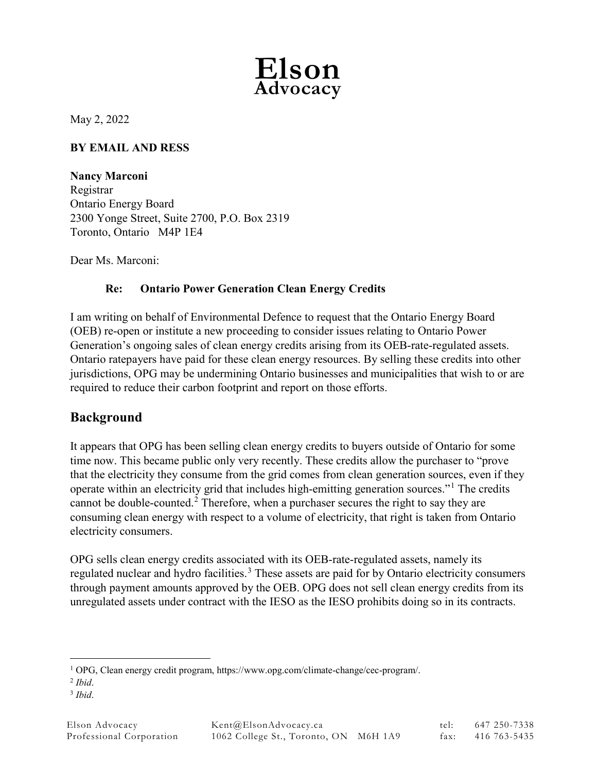# Elson Advocacy

May 2, 2022

**BY EMAIL AND RESS**

**Nancy Marconi**
Registrar
Ontario Energy Board
2300 Yonge Street, Suite 2700, P.O. Box 2319
Toronto, Ontario M4P 1E4

Dear Ms. Marconi:

**Re: Ontario Power Generation Clean Energy Credits**

I am writing on behalf of Environmental Defence to request that the Ontario Energy Board (OEB) re-open or institute a new proceeding to consider issues relating to Ontario Power Generation's ongoing sales of clean energy credits arising from its OEB-rate-regulated assets. Ontario ratepayers have paid for these clean energy resources. By selling these credits into other jurisdictions, OPG may be undermining Ontario businesses and municipalities that wish to or are required to reduce their carbon footprint and report on those efforts.

## Background

It appears that OPG has been selling clean energy credits to buyers outside of Ontario for some time now. This became public only very recently. These credits allow the purchaser to "prove that the electricity they consume from the grid comes from clean generation sources, even if they operate within an electricity grid that includes high-emitting generation sources."[1] The credits cannot be double-counted.[2] Therefore, when a purchaser secures the right to say they are consuming clean energy with respect to a volume of electricity, that right is taken from Ontario electricity consumers.

OPG sells clean energy credits associated with its OEB-rate-regulated assets, namely its regulated nuclear and hydro facilities.[3] These assets are paid for by Ontario electricity consumers through payment amounts approved by the OEB. OPG does not sell clean energy credits from its unregulated assets under contract with the IESO as the IESO prohibits doing so in its contracts.

---

[1] OPG, Clean energy credit program, https://www.opg.com/climate-change/cec-program/.

[2] *Ibid*.

[3] *Ibid*.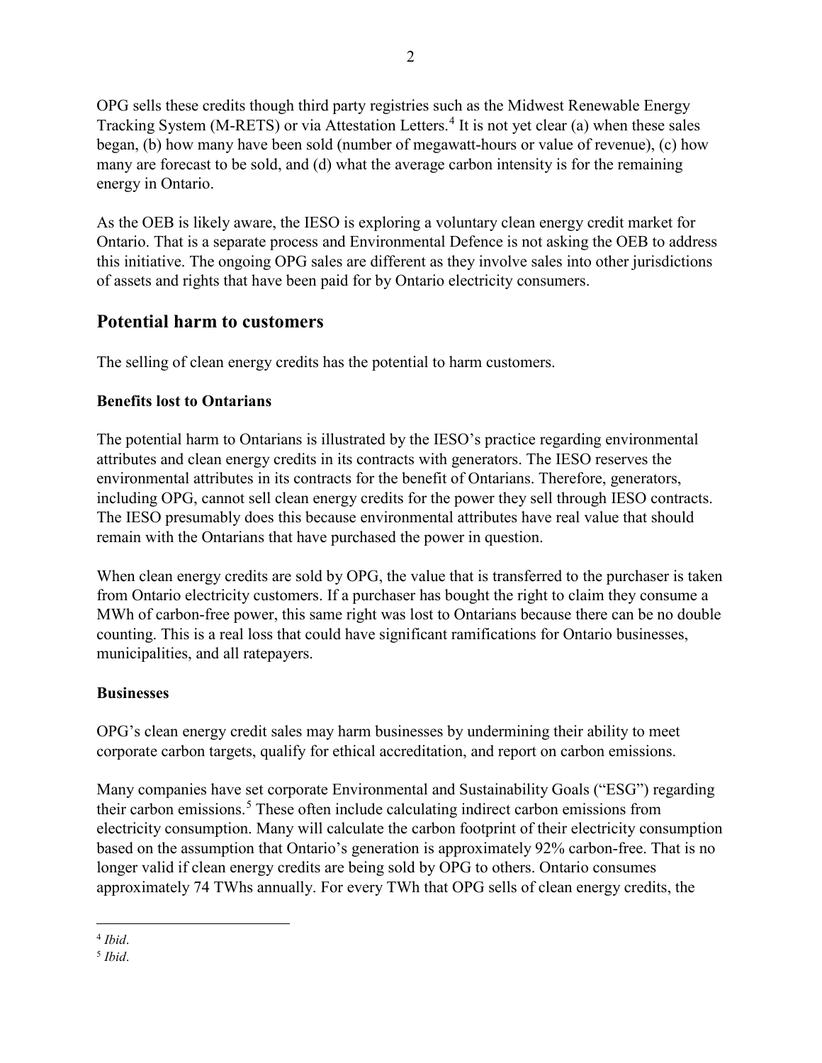OPG sells these credits though third party registries such as the Midwest Renewable Energy Tracking System (M-RETS) or via Attestation Letters.[4] It is not yet clear (a) when these sales began, (b) how many have been sold (number of megawatt-hours or value of revenue), (c) how many are forecast to be sold, and (d) what the average carbon intensity is for the remaining energy in Ontario.

As the OEB is likely aware, the IESO is exploring a voluntary clean energy credit market for Ontario. That is a separate process and Environmental Defence is not asking the OEB to address this initiative. The ongoing OPG sales are different as they involve sales into other jurisdictions of assets and rights that have been paid for by Ontario electricity consumers.

## Potential harm to customers

The selling of clean energy credits has the potential to harm customers.

### Benefits lost to Ontarians

The potential harm to Ontarians is illustrated by the IESO's practice regarding environmental attributes and clean energy credits in its contracts with generators. The IESO reserves the environmental attributes in its contracts for the benefit of Ontarians. Therefore, generators, including OPG, cannot sell clean energy credits for the power they sell through IESO contracts. The IESO presumably does this because environmental attributes have real value that should remain with the Ontarians that have purchased the power in question.

When clean energy credits are sold by OPG, the value that is transferred to the purchaser is taken from Ontario electricity customers. If a purchaser has bought the right to claim they consume a MWh of carbon-free power, this same right was lost to Ontarians because there can be no double counting. This is a real loss that could have significant ramifications for Ontario businesses, municipalities, and all ratepayers.

### Businesses

OPG's clean energy credit sales may harm businesses by undermining their ability to meet corporate carbon targets, qualify for ethical accreditation, and report on carbon emissions.

Many companies have set corporate Environmental and Sustainability Goals ("ESG") regarding their carbon emissions.[5] These often include calculating indirect carbon emissions from electricity consumption. Many will calculate the carbon footprint of their electricity consumption based on the assumption that Ontario's generation is approximately 92% carbon-free. That is no longer valid if clean energy credits are being sold by OPG to others. Ontario consumes approximately 74 TWhs annually. For every TWh that OPG sells of clean energy credits, the

---

[4] *Ibid*.

[5] *Ibid*.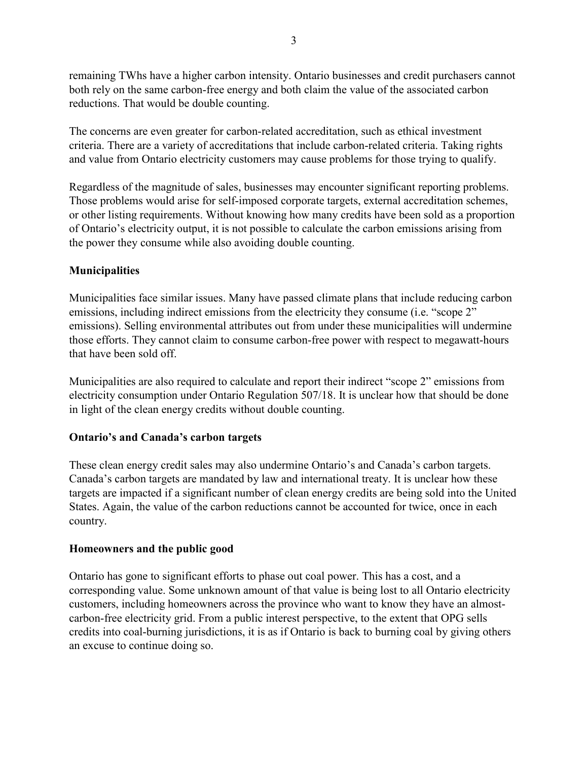remaining TWhs have a higher carbon intensity. Ontario businesses and credit purchasers cannot both rely on the same carbon-free energy and both claim the value of the associated carbon reductions. That would be double counting.

The concerns are even greater for carbon-related accreditation, such as ethical investment criteria. There are a variety of accreditations that include carbon-related criteria. Taking rights and value from Ontario electricity customers may cause problems for those trying to qualify.

Regardless of the magnitude of sales, businesses may encounter significant reporting problems. Those problems would arise for self-imposed corporate targets, external accreditation schemes, or other listing requirements. Without knowing how many credits have been sold as a proportion of Ontario's electricity output, it is not possible to calculate the carbon emissions arising from the power they consume while also avoiding double counting.

**Municipalities**

Municipalities face similar issues. Many have passed climate plans that include reducing carbon emissions, including indirect emissions from the electricity they consume (i.e. "scope 2" emissions). Selling environmental attributes out from under these municipalities will undermine those efforts. They cannot claim to consume carbon-free power with respect to megawatt-hours that have been sold off.

Municipalities are also required to calculate and report their indirect "scope 2" emissions from electricity consumption under Ontario Regulation 507/18. It is unclear how that should be done in light of the clean energy credits without double counting.

**Ontario's and Canada's carbon targets**

These clean energy credit sales may also undermine Ontario's and Canada's carbon targets. Canada's carbon targets are mandated by law and international treaty. It is unclear how these targets are impacted if a significant number of clean energy credits are being sold into the United States. Again, the value of the carbon reductions cannot be accounted for twice, once in each country.

**Homeowners and the public good**

Ontario has gone to significant efforts to phase out coal power. This has a cost, and a corresponding value. Some unknown amount of that value is being lost to all Ontario electricity customers, including homeowners across the province who want to know they have an almost-carbon-free electricity grid. From a public interest perspective, to the extent that OPG sells credits into coal-burning jurisdictions, it is as if Ontario is back to burning coal by giving others an excuse to continue doing so.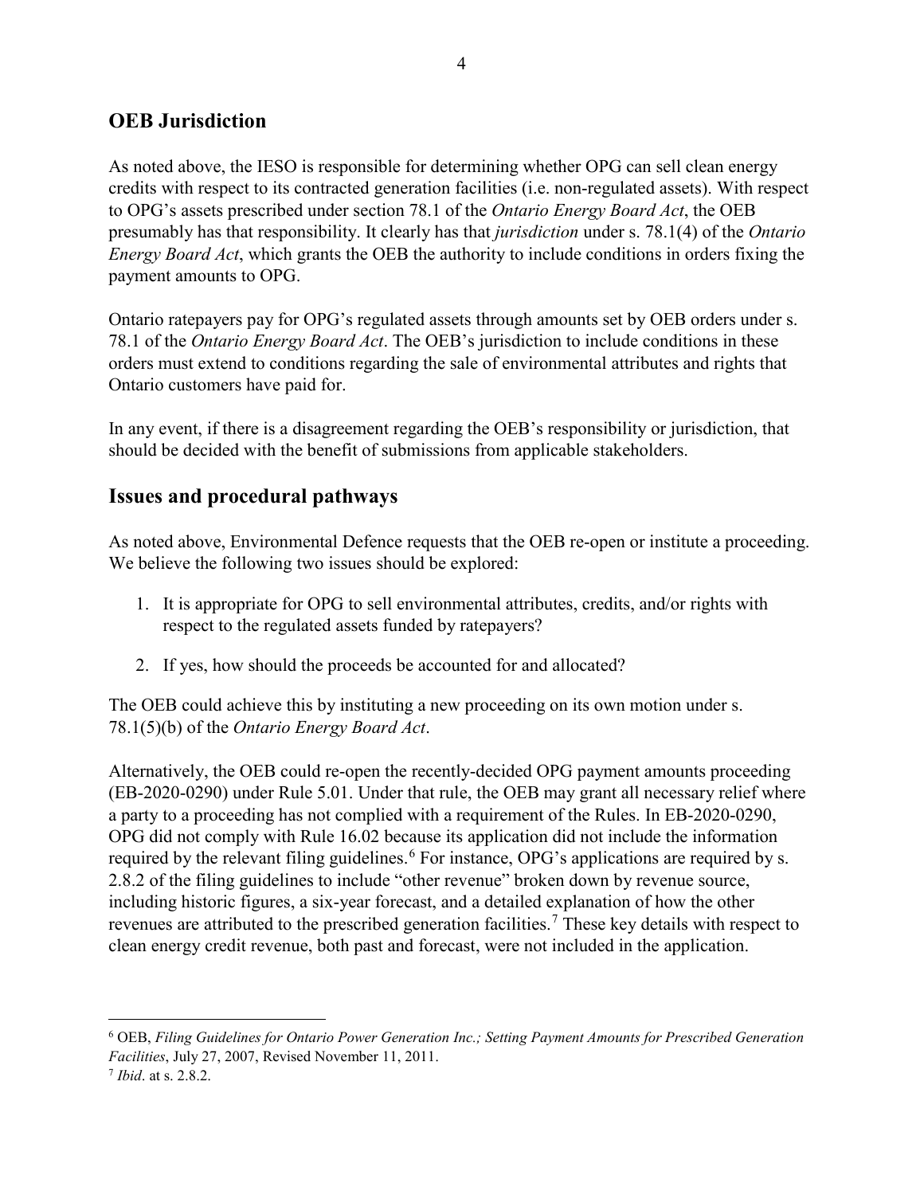## OEB Jurisdiction

As noted above, the IESO is responsible for determining whether OPG can sell clean energy credits with respect to its contracted generation facilities (i.e. non-regulated assets). With respect to OPG's assets prescribed under section 78.1 of the *Ontario Energy Board Act*, the OEB presumably has that responsibility. It clearly has that *jurisdiction* under s. 78.1(4) of the *Ontario Energy Board Act*, which grants the OEB the authority to include conditions in orders fixing the payment amounts to OPG.

Ontario ratepayers pay for OPG's regulated assets through amounts set by OEB orders under s. 78.1 of the *Ontario Energy Board Act*. The OEB's jurisdiction to include conditions in these orders must extend to conditions regarding the sale of environmental attributes and rights that Ontario customers have paid for.

In any event, if there is a disagreement regarding the OEB's responsibility or jurisdiction, that should be decided with the benefit of submissions from applicable stakeholders.

## Issues and procedural pathways

As noted above, Environmental Defence requests that the OEB re-open or institute a proceeding. We believe the following two issues should be explored:

1. It is appropriate for OPG to sell environmental attributes, credits, and/or rights with respect to the regulated assets funded by ratepayers?
2. If yes, how should the proceeds be accounted for and allocated?

The OEB could achieve this by instituting a new proceeding on its own motion under s. 78.1(5)(b) of the *Ontario Energy Board Act*.

Alternatively, the OEB could re-open the recently-decided OPG payment amounts proceeding (EB-2020-0290) under Rule 5.01. Under that rule, the OEB may grant all necessary relief where a party to a proceeding has not complied with a requirement of the Rules. In EB-2020-0290, OPG did not comply with Rule 16.02 because its application did not include the information required by the relevant filing guidelines.[6] For instance, OPG's applications are required by s. 2.8.2 of the filing guidelines to include "other revenue" broken down by revenue source, including historic figures, a six-year forecast, and a detailed explanation of how the other revenues are attributed to the prescribed generation facilities.[7] These key details with respect to clean energy credit revenue, both past and forecast, were not included in the application.

---

[6] OEB, *Filing Guidelines for Ontario Power Generation Inc.; Setting Payment Amounts for Prescribed Generation Facilities*, July 27, 2007, Revised November 11, 2011.

[7] *Ibid*. at s. 2.8.2.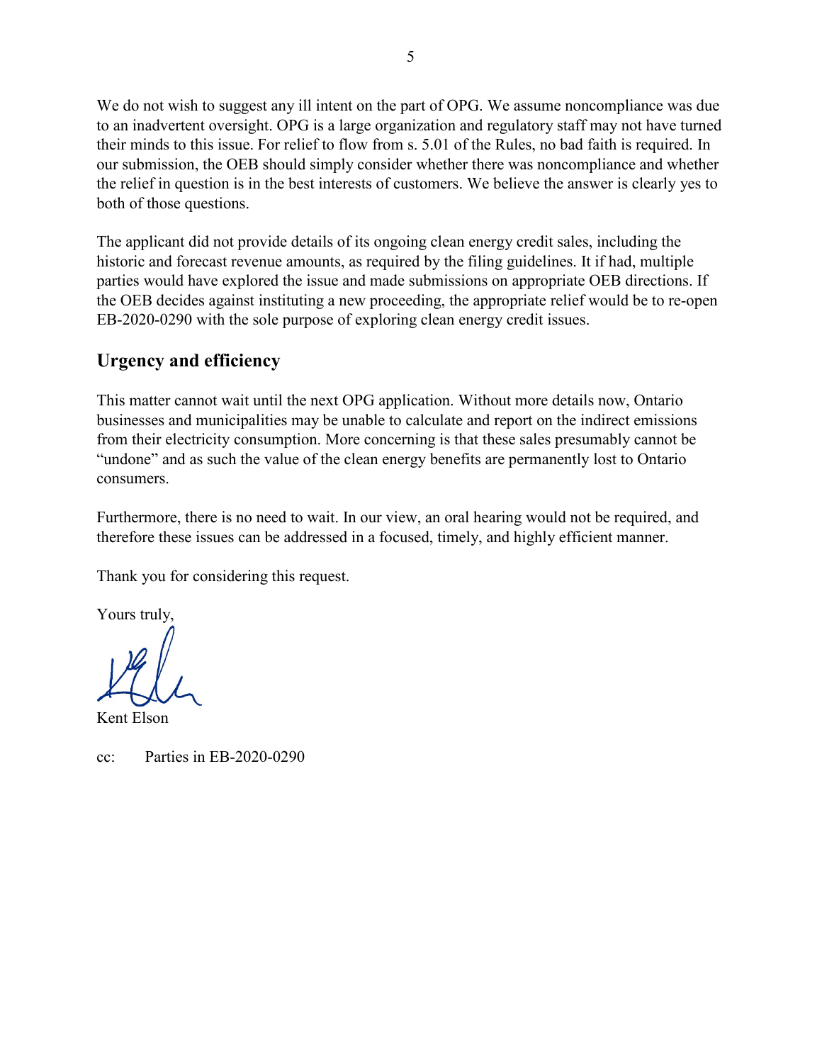We do not wish to suggest any ill intent on the part of OPG. We assume noncompliance was due to an inadvertent oversight. OPG is a large organization and regulatory staff may not have turned their minds to this issue. For relief to flow from s. 5.01 of the Rules, no bad faith is required. In our submission, the OEB should simply consider whether there was noncompliance and whether the relief in question is in the best interests of customers. We believe the answer is clearly yes to both of those questions.

The applicant did not provide details of its ongoing clean energy credit sales, including the historic and forecast revenue amounts, as required by the filing guidelines. It if had, multiple parties would have explored the issue and made submissions on appropriate OEB directions. If the OEB decides against instituting a new proceeding, the appropriate relief would be to re-open EB-2020-0290 with the sole purpose of exploring clean energy credit issues.

## Urgency and efficiency

This matter cannot wait until the next OPG application. Without more details now, Ontario businesses and municipalities may be unable to calculate and report on the indirect emissions from their electricity consumption. More concerning is that these sales presumably cannot be "undone" and as such the value of the clean energy benefits are permanently lost to Ontario consumers.

Furthermore, there is no need to wait. In our view, an oral hearing would not be required, and therefore these issues can be addressed in a focused, timely, and highly efficient manner.

Thank you for considering this request.

Yours truly,

Kent Elson

cc: Parties in EB-2020-0290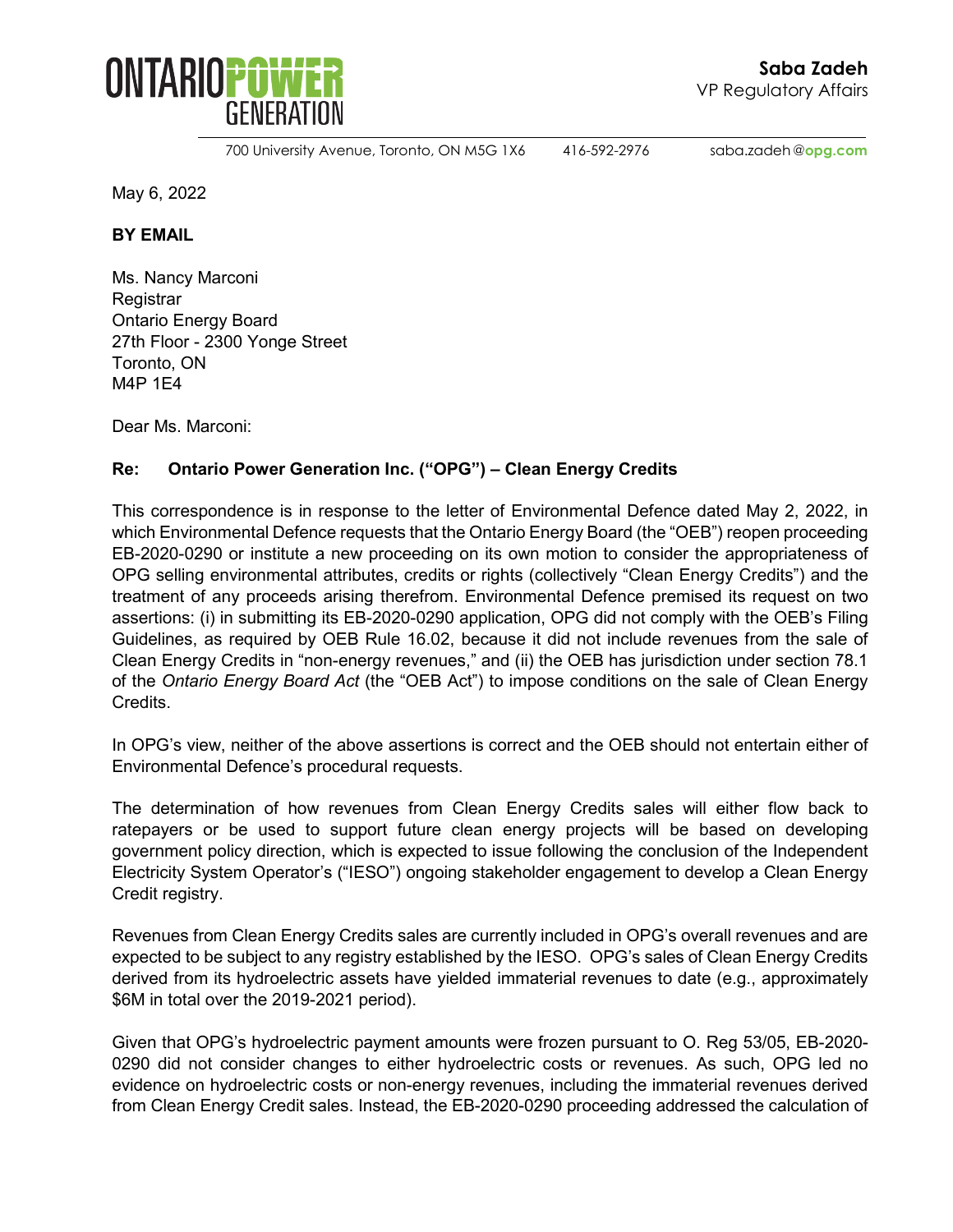**Saba Zadeh**
VP Regulatory Affairs

700 University Avenue, Toronto, ON M5G 1X6   416-592-2976   saba.zadeh@opg.com

May 6, 2022

**BY EMAIL**

Ms. Nancy Marconi
Registrar
Ontario Energy Board
27th Floor - 2300 Yonge Street
Toronto, ON
M4P 1E4

Dear Ms. Marconi:

**Re: Ontario Power Generation Inc. ("OPG") – Clean Energy Credits**

This correspondence is in response to the letter of Environmental Defence dated May 2, 2022, in which Environmental Defence requests that the Ontario Energy Board (the "OEB") reopen proceeding EB-2020-0290 or institute a new proceeding on its own motion to consider the appropriateness of OPG selling environmental attributes, credits or rights (collectively "Clean Energy Credits") and the treatment of any proceeds arising therefrom. Environmental Defence premised its request on two assertions: (i) in submitting its EB-2020-0290 application, OPG did not comply with the OEB's Filing Guidelines, as required by OEB Rule 16.02, because it did not include revenues from the sale of Clean Energy Credits in "non-energy revenues," and (ii) the OEB has jurisdiction under section 78.1 of the *Ontario Energy Board Act* (the "OEB Act") to impose conditions on the sale of Clean Energy Credits.

In OPG's view, neither of the above assertions is correct and the OEB should not entertain either of Environmental Defence's procedural requests.

The determination of how revenues from Clean Energy Credits sales will either flow back to ratepayers or be used to support future clean energy projects will be based on developing government policy direction, which is expected to issue following the conclusion of the Independent Electricity System Operator's ("IESO") ongoing stakeholder engagement to develop a Clean Energy Credit registry.

Revenues from Clean Energy Credits sales are currently included in OPG's overall revenues and are expected to be subject to any registry established by the IESO. OPG's sales of Clean Energy Credits derived from its hydroelectric assets have yielded immaterial revenues to date (e.g., approximately $6M in total over the 2019-2021 period).

Given that OPG's hydroelectric payment amounts were frozen pursuant to O. Reg 53/05, EB-2020-0290 did not consider changes to either hydroelectric costs or revenues. As such, OPG led no evidence on hydroelectric costs or non-energy revenues, including the immaterial revenues derived from Clean Energy Credit sales. Instead, the EB-2020-0290 proceeding addressed the calculation of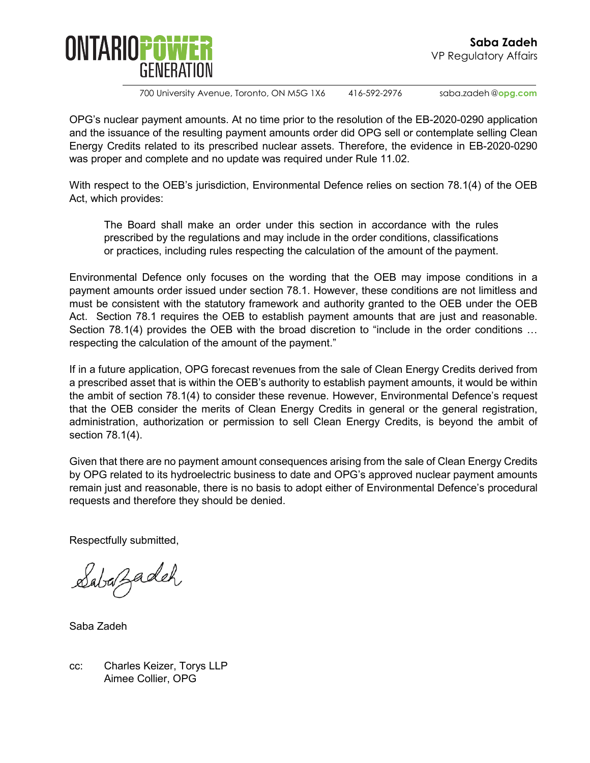OPG's nuclear payment amounts. At no time prior to the resolution of the EB-2020-0290 application and the issuance of the resulting payment amounts order did OPG sell or contemplate selling Clean Energy Credits related to its prescribed nuclear assets. Therefore, the evidence in EB-2020-0290 was proper and complete and no update was required under Rule 11.02.

With respect to the OEB's jurisdiction, Environmental Defence relies on section 78.1(4) of the OEB Act, which provides:

> The Board shall make an order under this section in accordance with the rules prescribed by the regulations and may include in the order conditions, classifications or practices, including rules respecting the calculation of the amount of the payment.

Environmental Defence only focuses on the wording that the OEB may impose conditions in a payment amounts order issued under section 78.1. However, these conditions are not limitless and must be consistent with the statutory framework and authority granted to the OEB under the OEB Act. Section 78.1 requires the OEB to establish payment amounts that are just and reasonable. Section 78.1(4) provides the OEB with the broad discretion to "include in the order conditions … respecting the calculation of the amount of the payment."

If in a future application, OPG forecast revenues from the sale of Clean Energy Credits derived from a prescribed asset that is within the OEB's authority to establish payment amounts, it would be within the ambit of section 78.1(4) to consider these revenue. However, Environmental Defence's request that the OEB consider the merits of Clean Energy Credits in general or the general registration, administration, authorization or permission to sell Clean Energy Credits, is beyond the ambit of section 78.1(4).

Given that there are no payment amount consequences arising from the sale of Clean Energy Credits by OPG related to its hydroelectric business to date and OPG's approved nuclear payment amounts remain just and reasonable, there is no basis to adopt either of Environmental Defence's procedural requests and therefore they should be denied.

Respectfully submitted,

Saba Zadeh

cc: Charles Keizer, Torys LLP
Aimee Collier, OPG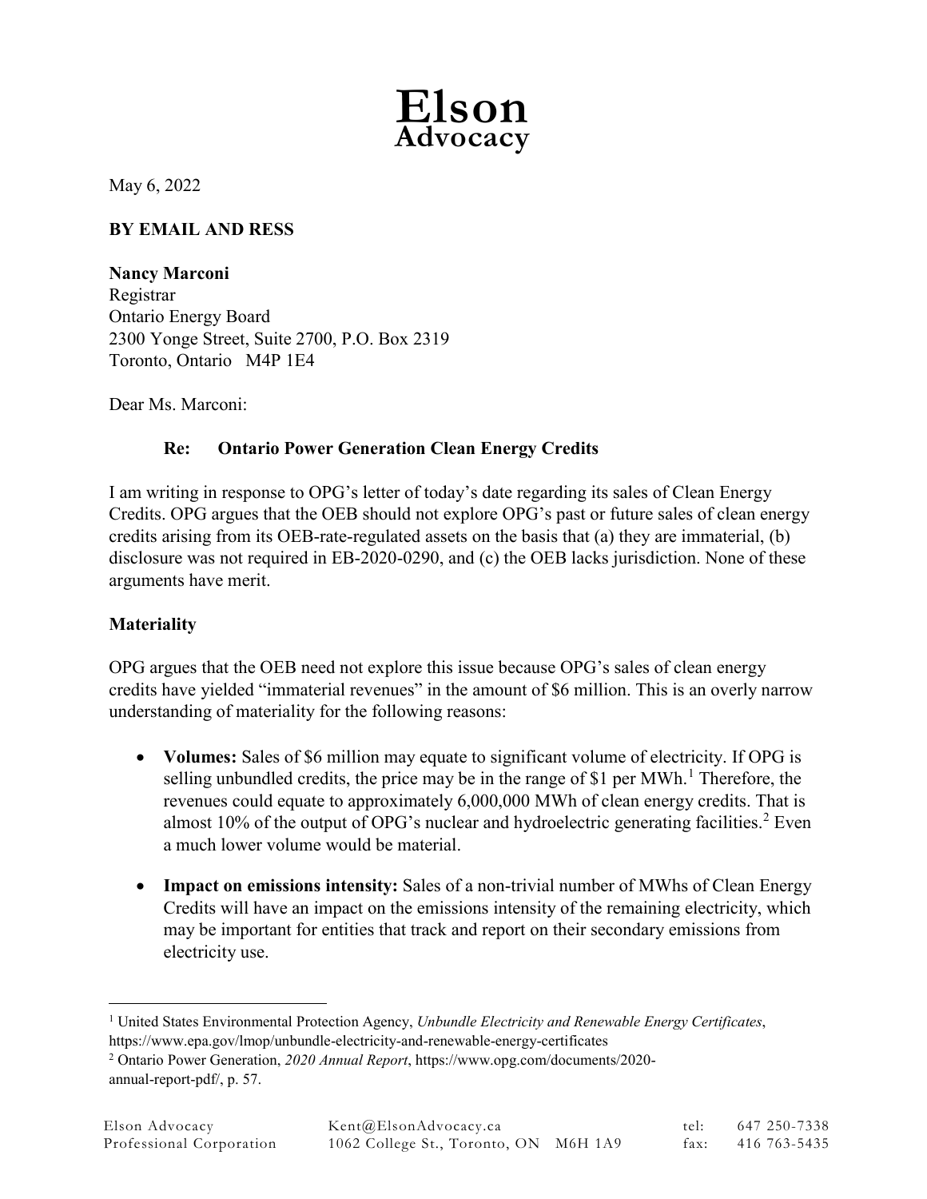**Elson Advocacy**

May 6, 2022

**BY EMAIL AND RESS**

**Nancy Marconi**
Registrar
Ontario Energy Board
2300 Yonge Street, Suite 2700, P.O. Box 2319
Toronto, Ontario M4P 1E4

Dear Ms. Marconi:

**Re: Ontario Power Generation Clean Energy Credits**

I am writing in response to OPG's letter of today's date regarding its sales of Clean Energy Credits. OPG argues that the OEB should not explore OPG's past or future sales of clean energy credits arising from its OEB-rate-regulated assets on the basis that (a) they are immaterial, (b) disclosure was not required in EB-2020-0290, and (c) the OEB lacks jurisdiction. None of these arguments have merit.

**Materiality**

OPG argues that the OEB need not explore this issue because OPG's sales of clean energy credits have yielded "immaterial revenues" in the amount of $6 million. This is an overly narrow understanding of materiality for the following reasons:

- **Volumes:** Sales of $6 million may equate to significant volume of electricity. If OPG is selling unbundled credits, the price may be in the range of $1 per MWh.[1] Therefore, the revenues could equate to approximately 6,000,000 MWh of clean energy credits. That is almost 10% of the output of OPG's nuclear and hydroelectric generating facilities.[2] Even a much lower volume would be material.
- **Impact on emissions intensity:** Sales of a non-trivial number of MWhs of Clean Energy Credits will have an impact on the emissions intensity of the remaining electricity, which may be important for entities that track and report on their secondary emissions from electricity use.

[1] United States Environmental Protection Agency, *Unbundle Electricity and Renewable Energy Certificates*, https://www.epa.gov/lmop/unbundle-electricity-and-renewable-energy-certificates

[2] Ontario Power Generation, *2020 Annual Report*, https://www.opg.com/documents/2020-annual-report-pdf/, p. 57.

Elson Advocacy Professional Corporation | Kent@ElsonAdvocacy.ca | 1062 College St., Toronto, ON M6H 1A9 | tel: 647 250-7338 | fax: 416 763-5435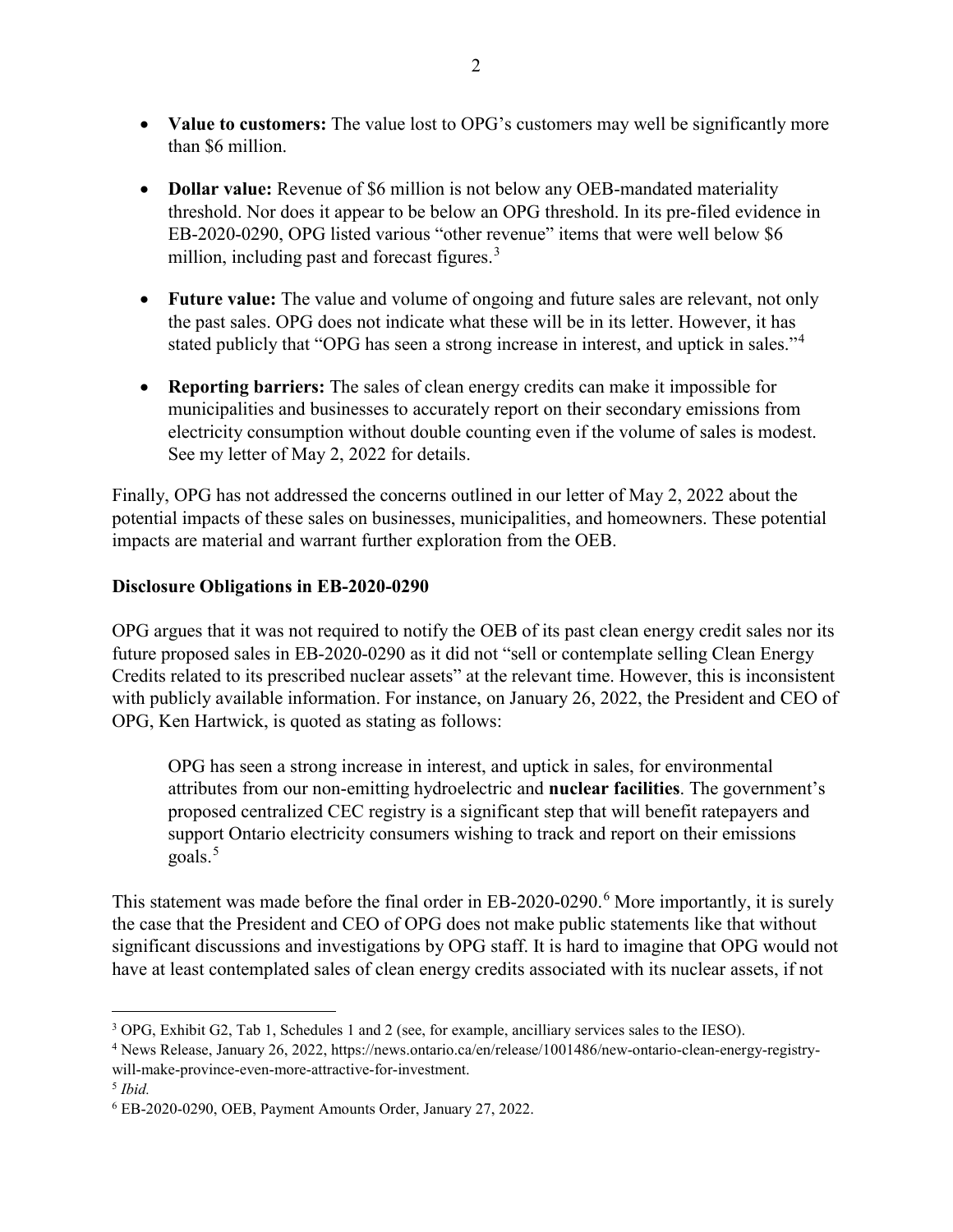- **Value to customers:** The value lost to OPG's customers may well be significantly more than $6 million.
- **Dollar value:** Revenue of $6 million is not below any OEB-mandated materiality threshold. Nor does it appear to be below an OPG threshold. In its pre-filed evidence in EB-2020-0290, OPG listed various "other revenue" items that were well below $6 million, including past and forecast figures.[3]
- **Future value:** The value and volume of ongoing and future sales are relevant, not only the past sales. OPG does not indicate what these will be in its letter. However, it has stated publicly that "OPG has seen a strong increase in interest, and uptick in sales."[4]
- **Reporting barriers:** The sales of clean energy credits can make it impossible for municipalities and businesses to accurately report on their secondary emissions from electricity consumption without double counting even if the volume of sales is modest. See my letter of May 2, 2022 for details.

Finally, OPG has not addressed the concerns outlined in our letter of May 2, 2022 about the potential impacts of these sales on businesses, municipalities, and homeowners. These potential impacts are material and warrant further exploration from the OEB.

**Disclosure Obligations in EB-2020-0290**

OPG argues that it was not required to notify the OEB of its past clean energy credit sales nor its future proposed sales in EB-2020-0290 as it did not "sell or contemplate selling Clean Energy Credits related to its prescribed nuclear assets" at the relevant time. However, this is inconsistent with publicly available information. For instance, on January 26, 2022, the President and CEO of OPG, Ken Hartwick, is quoted as stating as follows:

> OPG has seen a strong increase in interest, and uptick in sales, for environmental attributes from our non-emitting hydroelectric and **nuclear facilities**. The government's proposed centralized CEC registry is a significant step that will benefit ratepayers and support Ontario electricity consumers wishing to track and report on their emissions goals.[5]

This statement was made before the final order in EB-2020-0290.[6] More importantly, it is surely the case that the President and CEO of OPG does not make public statements like that without significant discussions and investigations by OPG staff. It is hard to imagine that OPG would not have at least contemplated sales of clean energy credits associated with its nuclear assets, if not

---

[3] OPG, Exhibit G2, Tab 1, Schedules 1 and 2 (see, for example, ancilliary services sales to the IESO).

[4] News Release, January 26, 2022, https://news.ontario.ca/en/release/1001486/new-ontario-clean-energy-registry-will-make-province-even-more-attractive-for-investment.

[5] *Ibid.*

[6] EB-2020-0290, OEB, Payment Amounts Order, January 27, 2022.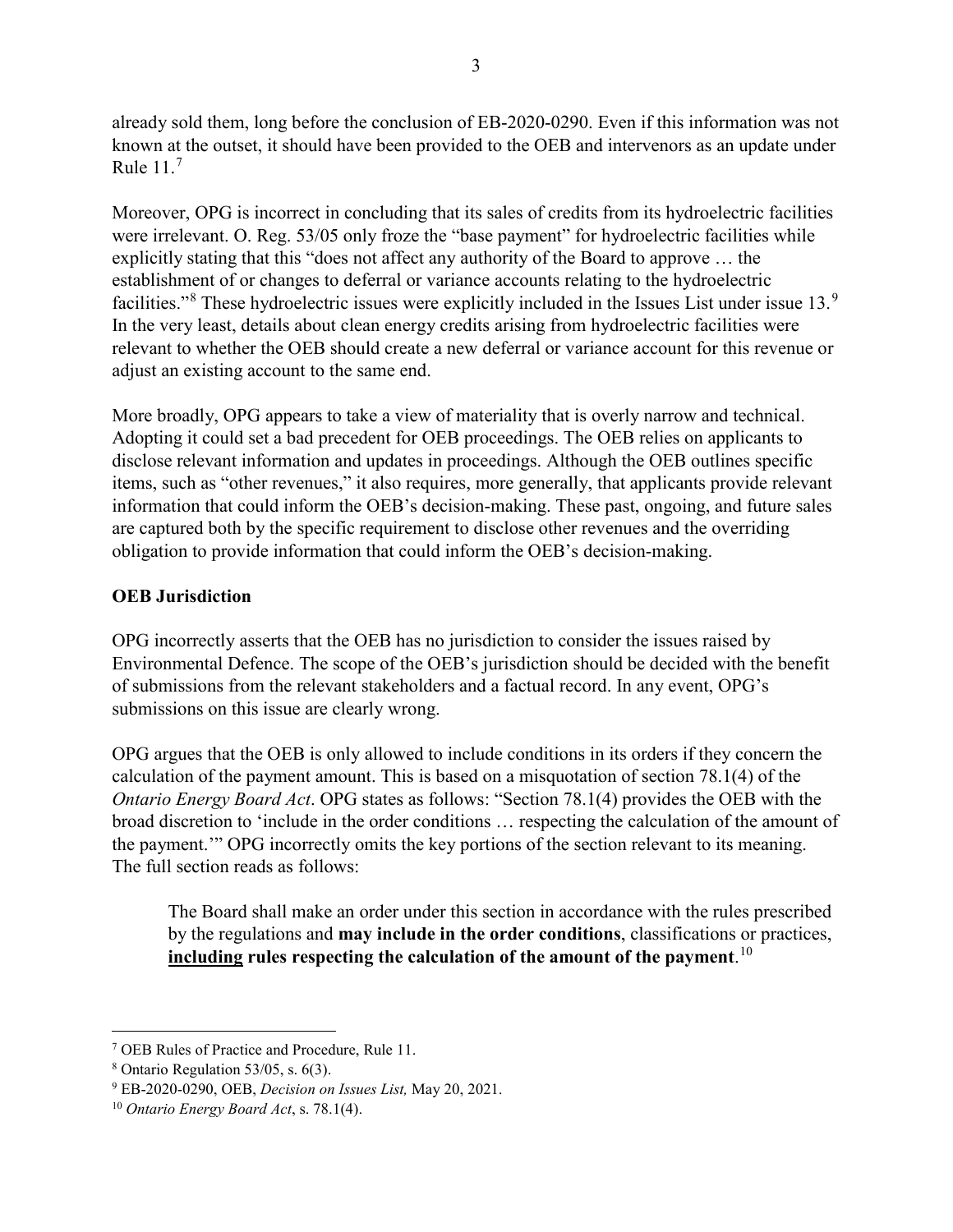already sold them, long before the conclusion of EB-2020-0290. Even if this information was not known at the outset, it should have been provided to the OEB and intervenors as an update under Rule 11.[7]

Moreover, OPG is incorrect in concluding that its sales of credits from its hydroelectric facilities were irrelevant. O. Reg. 53/05 only froze the "base payment" for hydroelectric facilities while explicitly stating that this "does not affect any authority of the Board to approve … the establishment of or changes to deferral or variance accounts relating to the hydroelectric facilities."[8] These hydroelectric issues were explicitly included in the Issues List under issue 13.[9] In the very least, details about clean energy credits arising from hydroelectric facilities were relevant to whether the OEB should create a new deferral or variance account for this revenue or adjust an existing account to the same end.

More broadly, OPG appears to take a view of materiality that is overly narrow and technical. Adopting it could set a bad precedent for OEB proceedings. The OEB relies on applicants to disclose relevant information and updates in proceedings. Although the OEB outlines specific items, such as "other revenues," it also requires, more generally, that applicants provide relevant information that could inform the OEB's decision-making. These past, ongoing, and future sales are captured both by the specific requirement to disclose other revenues and the overriding obligation to provide information that could inform the OEB's decision-making.

**OEB Jurisdiction**

OPG incorrectly asserts that the OEB has no jurisdiction to consider the issues raised by Environmental Defence. The scope of the OEB's jurisdiction should be decided with the benefit of submissions from the relevant stakeholders and a factual record. In any event, OPG's submissions on this issue are clearly wrong.

OPG argues that the OEB is only allowed to include conditions in its orders if they concern the calculation of the payment amount. This is based on a misquotation of section 78.1(4) of the *Ontario Energy Board Act*. OPG states as follows: "Section 78.1(4) provides the OEB with the broad discretion to 'include in the order conditions … respecting the calculation of the amount of the payment.'" OPG incorrectly omits the key portions of the section relevant to its meaning. The full section reads as follows:

> The Board shall make an order under this section in accordance with the rules prescribed by the regulations and **may include in the order conditions**, classifications or practices, **<u>including</u> rules respecting the calculation of the amount of the payment**.[10]

---

[7] OEB Rules of Practice and Procedure, Rule 11.

[8] Ontario Regulation 53/05, s. 6(3).

[9] EB-2020-0290, OEB, *Decision on Issues List,* May 20, 2021.

[10] *Ontario Energy Board Act*, s. 78.1(4).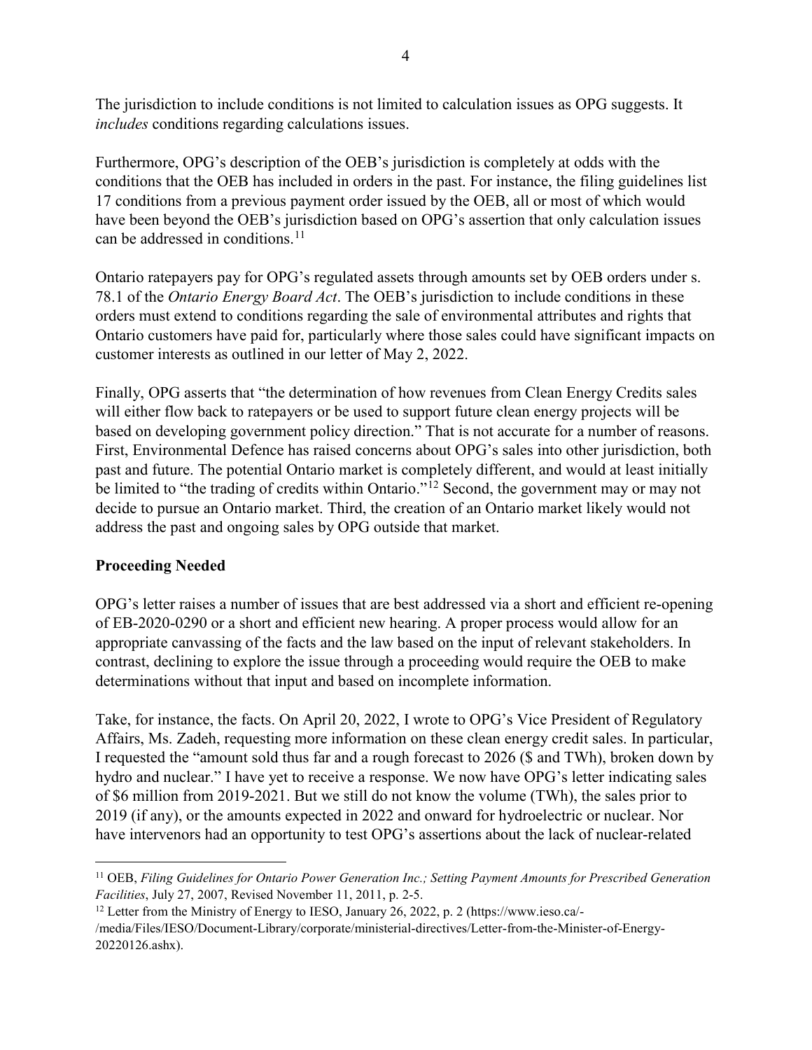The jurisdiction to include conditions is not limited to calculation issues as OPG suggests. It *includes* conditions regarding calculations issues.

Furthermore, OPG's description of the OEB's jurisdiction is completely at odds with the conditions that the OEB has included in orders in the past. For instance, the filing guidelines list 17 conditions from a previous payment order issued by the OEB, all or most of which would have been beyond the OEB's jurisdiction based on OPG's assertion that only calculation issues can be addressed in conditions.[11]

Ontario ratepayers pay for OPG's regulated assets through amounts set by OEB orders under s. 78.1 of the *Ontario Energy Board Act*. The OEB's jurisdiction to include conditions in these orders must extend to conditions regarding the sale of environmental attributes and rights that Ontario customers have paid for, particularly where those sales could have significant impacts on customer interests as outlined in our letter of May 2, 2022.

Finally, OPG asserts that "the determination of how revenues from Clean Energy Credits sales will either flow back to ratepayers or be used to support future clean energy projects will be based on developing government policy direction." That is not accurate for a number of reasons. First, Environmental Defence has raised concerns about OPG's sales into other jurisdiction, both past and future. The potential Ontario market is completely different, and would at least initially be limited to "the trading of credits within Ontario."[12] Second, the government may or may not decide to pursue an Ontario market. Third, the creation of an Ontario market likely would not address the past and ongoing sales by OPG outside that market.

**Proceeding Needed**

OPG's letter raises a number of issues that are best addressed via a short and efficient re-opening of EB-2020-0290 or a short and efficient new hearing. A proper process would allow for an appropriate canvassing of the facts and the law based on the input of relevant stakeholders. In contrast, declining to explore the issue through a proceeding would require the OEB to make determinations without that input and based on incomplete information.

Take, for instance, the facts. On April 20, 2022, I wrote to OPG's Vice President of Regulatory Affairs, Ms. Zadeh, requesting more information on these clean energy credit sales. In particular, I requested the "amount sold thus far and a rough forecast to 2026 ($ and TWh), broken down by hydro and nuclear." I have yet to receive a response. We now have OPG's letter indicating sales of $6 million from 2019-2021. But we still do not know the volume (TWh), the sales prior to 2019 (if any), or the amounts expected in 2022 and onward for hydroelectric or nuclear. Nor have intervenors had an opportunity to test OPG's assertions about the lack of nuclear-related

---

[11] OEB, *Filing Guidelines for Ontario Power Generation Inc.; Setting Payment Amounts for Prescribed Generation Facilities*, July 27, 2007, Revised November 11, 2011, p. 2-5.

[12] Letter from the Ministry of Energy to IESO, January 26, 2022, p. 2 (https://www.ieso.ca/-/media/Files/IESO/Document-Library/corporate/ministerial-directives/Letter-from-the-Minister-of-Energy-20220126.ashx).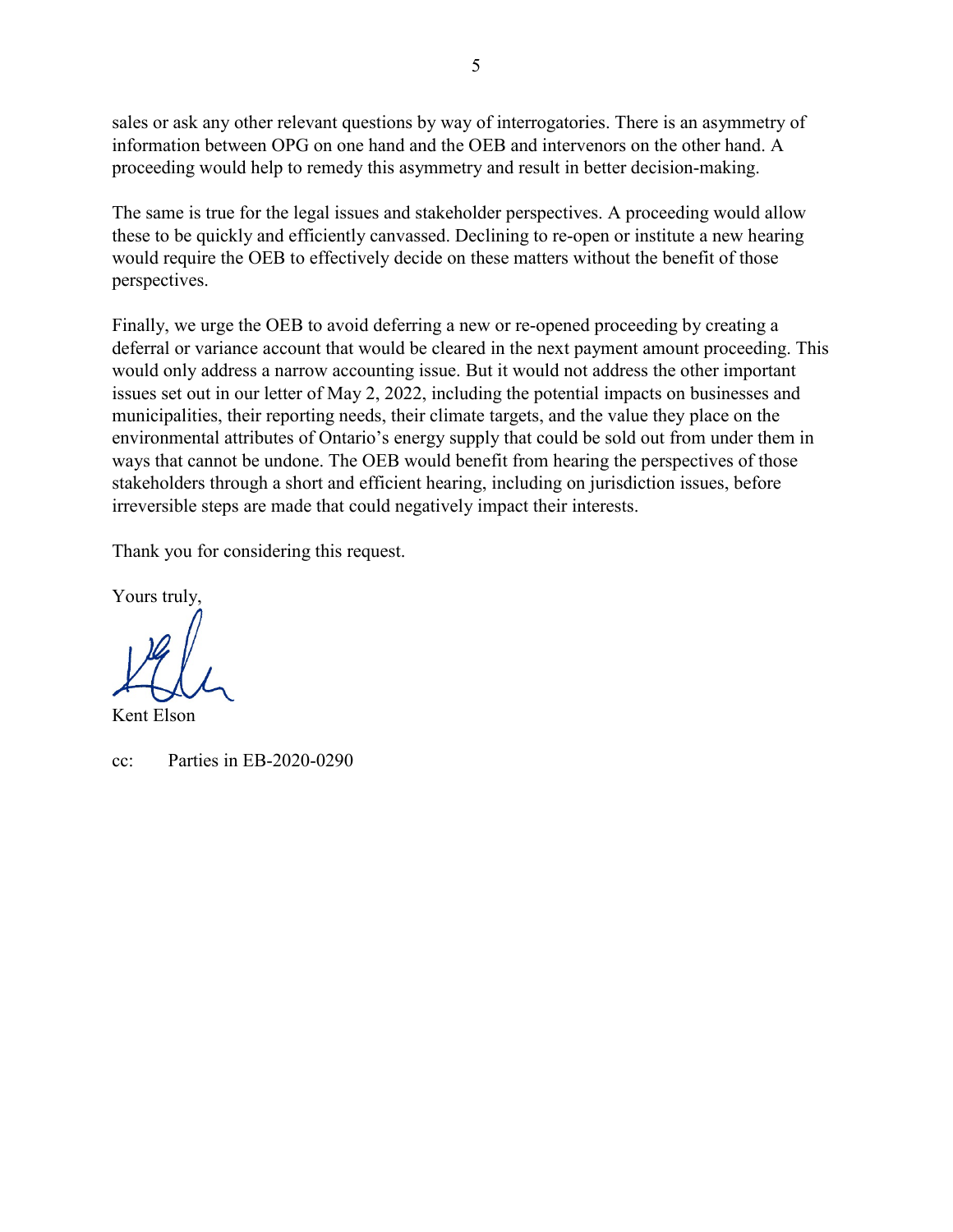sales or ask any other relevant questions by way of interrogatories. There is an asymmetry of information between OPG on one hand and the OEB and intervenors on the other hand. A proceeding would help to remedy this asymmetry and result in better decision-making.

The same is true for the legal issues and stakeholder perspectives. A proceeding would allow these to be quickly and efficiently canvassed. Declining to re-open or institute a new hearing would require the OEB to effectively decide on these matters without the benefit of those perspectives.

Finally, we urge the OEB to avoid deferring a new or re-opened proceeding by creating a deferral or variance account that would be cleared in the next payment amount proceeding. This would only address a narrow accounting issue. But it would not address the other important issues set out in our letter of May 2, 2022, including the potential impacts on businesses and municipalities, their reporting needs, their climate targets, and the value they place on the environmental attributes of Ontario's energy supply that could be sold out from under them in ways that cannot be undone. The OEB would benefit from hearing the perspectives of those stakeholders through a short and efficient hearing, including on jurisdiction issues, before irreversible steps are made that could negatively impact their interests.

Thank you for considering this request.

Yours truly,

Kent Elson

cc: Parties in EB-2020-0290